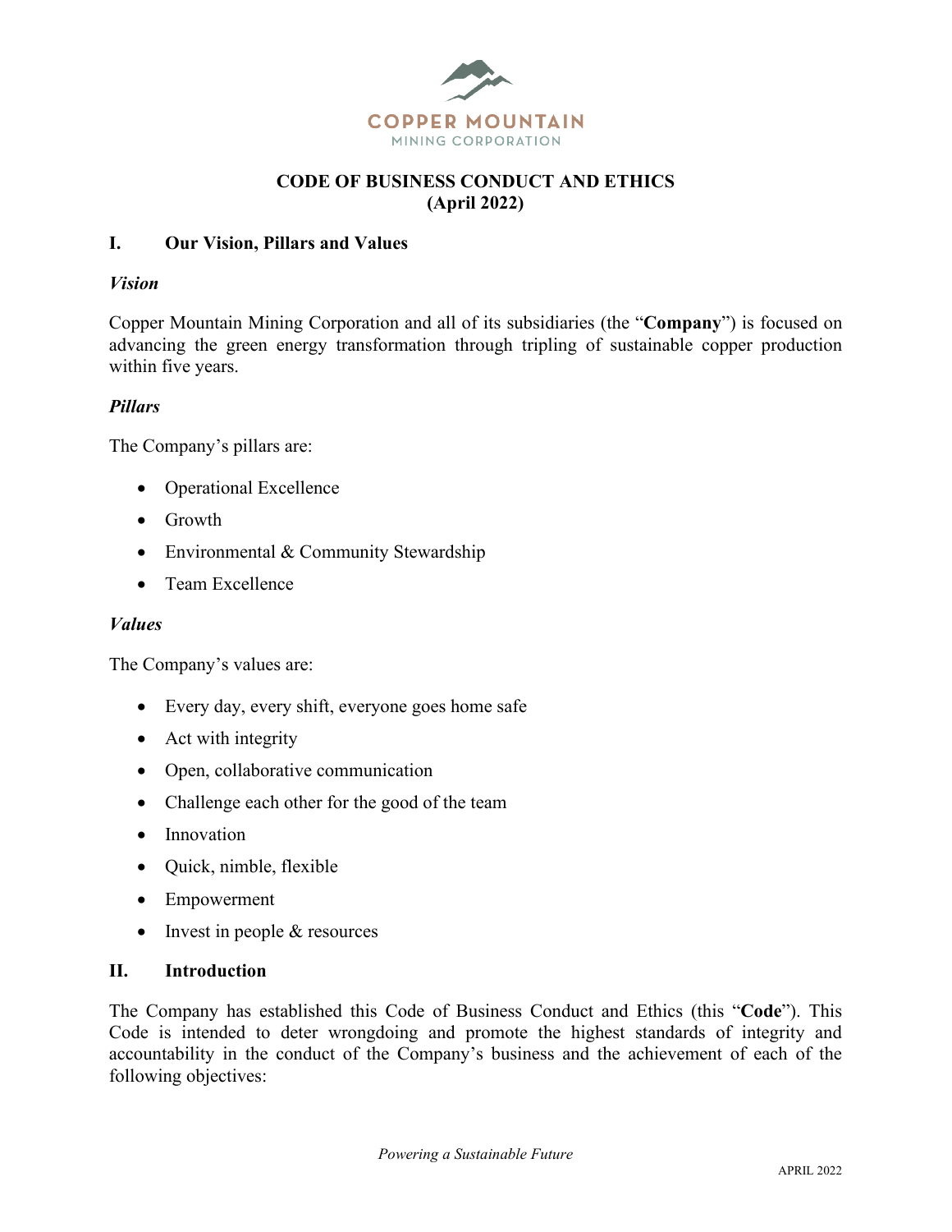COPPER MOUNTAIN
MINING CORPORATION

# CODE OF BUSINESS CONDUCT AND ETHICS
# (April 2022)

## I. Our Vision, Pillars and Values

### *Vision*

Copper Mountain Mining Corporation and all of its subsidiaries (the "**Company**") is focused on advancing the green energy transformation through tripling of sustainable copper production within five years.

### *Pillars*

The Company's pillars are:

- Operational Excellence
- Growth
- Environmental & Community Stewardship
- Team Excellence

### *Values*

The Company's values are:

- Every day, every shift, everyone goes home safe
- Act with integrity
- Open, collaborative communication
- Challenge each other for the good of the team
- Innovation
- Quick, nimble, flexible
- Empowerment
- Invest in people & resources

## II. Introduction

The Company has established this Code of Business Conduct and Ethics (this "**Code**"). This Code is intended to deter wrongdoing and promote the highest standards of integrity and accountability in the conduct of the Company's business and the achievement of each of the following objectives: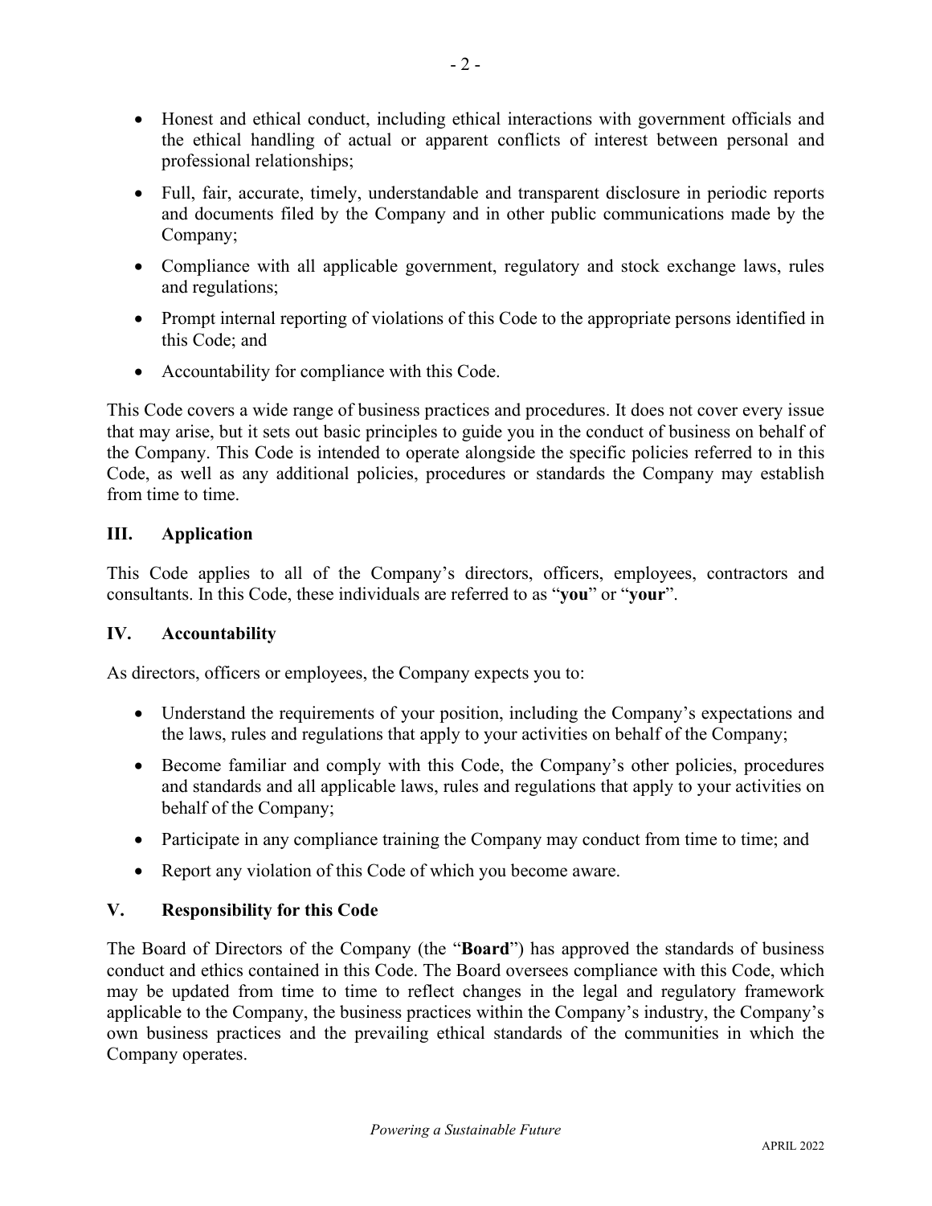- Honest and ethical conduct, including ethical interactions with government officials and the ethical handling of actual or apparent conflicts of interest between personal and professional relationships;
- Full, fair, accurate, timely, understandable and transparent disclosure in periodic reports and documents filed by the Company and in other public communications made by the Company;
- Compliance with all applicable government, regulatory and stock exchange laws, rules and regulations;
- Prompt internal reporting of violations of this Code to the appropriate persons identified in this Code; and
- Accountability for compliance with this Code.

This Code covers a wide range of business practices and procedures. It does not cover every issue that may arise, but it sets out basic principles to guide you in the conduct of business on behalf of the Company. This Code is intended to operate alongside the specific policies referred to in this Code, as well as any additional policies, procedures or standards the Company may establish from time to time.

## III. Application

This Code applies to all of the Company's directors, officers, employees, contractors and consultants. In this Code, these individuals are referred to as "**you**" or "**your**".

## IV. Accountability

As directors, officers or employees, the Company expects you to:

- Understand the requirements of your position, including the Company's expectations and the laws, rules and regulations that apply to your activities on behalf of the Company;
- Become familiar and comply with this Code, the Company's other policies, procedures and standards and all applicable laws, rules and regulations that apply to your activities on behalf of the Company;
- Participate in any compliance training the Company may conduct from time to time; and
- Report any violation of this Code of which you become aware.

## V. Responsibility for this Code

The Board of Directors of the Company (the "**Board**") has approved the standards of business conduct and ethics contained in this Code. The Board oversees compliance with this Code, which may be updated from time to time to reflect changes in the legal and regulatory framework applicable to the Company, the business practices within the Company's industry, the Company's own business practices and the prevailing ethical standards of the communities in which the Company operates.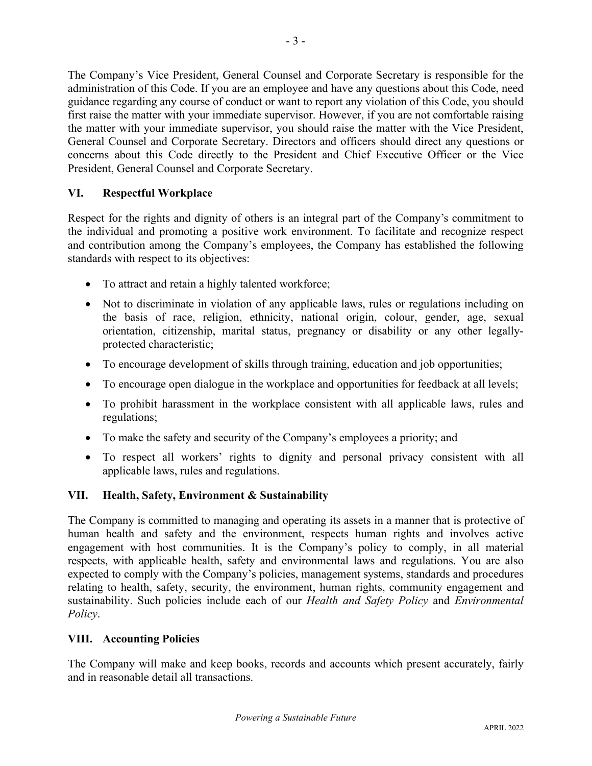The Company's Vice President, General Counsel and Corporate Secretary is responsible for the administration of this Code. If you are an employee and have any questions about this Code, need guidance regarding any course of conduct or want to report any violation of this Code, you should first raise the matter with your immediate supervisor. However, if you are not comfortable raising the matter with your immediate supervisor, you should raise the matter with the Vice President, General Counsel and Corporate Secretary. Directors and officers should direct any questions or concerns about this Code directly to the President and Chief Executive Officer or the Vice President, General Counsel and Corporate Secretary.

## VI. Respectful Workplace

Respect for the rights and dignity of others is an integral part of the Company's commitment to the individual and promoting a positive work environment. To facilitate and recognize respect and contribution among the Company's employees, the Company has established the following standards with respect to its objectives:

- To attract and retain a highly talented workforce;
- Not to discriminate in violation of any applicable laws, rules or regulations including on the basis of race, religion, ethnicity, national origin, colour, gender, age, sexual orientation, citizenship, marital status, pregnancy or disability or any other legally-protected characteristic;
- To encourage development of skills through training, education and job opportunities;
- To encourage open dialogue in the workplace and opportunities for feedback at all levels;
- To prohibit harassment in the workplace consistent with all applicable laws, rules and regulations;
- To make the safety and security of the Company's employees a priority; and
- To respect all workers' rights to dignity and personal privacy consistent with all applicable laws, rules and regulations.

## VII. Health, Safety, Environment & Sustainability

The Company is committed to managing and operating its assets in a manner that is protective of human health and safety and the environment, respects human rights and involves active engagement with host communities. It is the Company's policy to comply, in all material respects, with applicable health, safety and environmental laws and regulations. You are also expected to comply with the Company's policies, management systems, standards and procedures relating to health, safety, security, the environment, human rights, community engagement and sustainability. Such policies include each of our *Health and Safety Policy* and *Environmental Policy*.

## VIII. Accounting Policies

The Company will make and keep books, records and accounts which present accurately, fairly and in reasonable detail all transactions.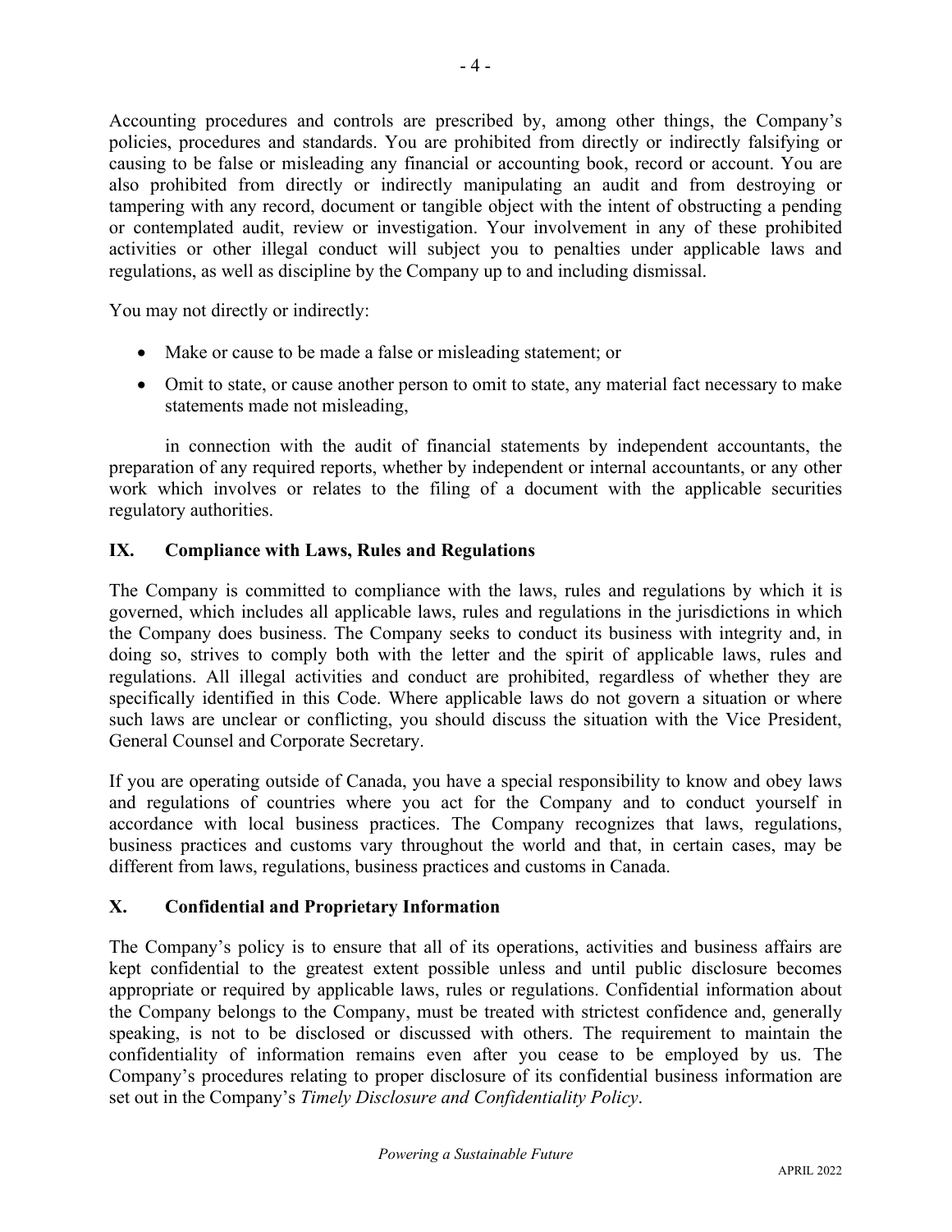Accounting procedures and controls are prescribed by, among other things, the Company's policies, procedures and standards. You are prohibited from directly or indirectly falsifying or causing to be false or misleading any financial or accounting book, record or account. You are also prohibited from directly or indirectly manipulating an audit and from destroying or tampering with any record, document or tangible object with the intent of obstructing a pending or contemplated audit, review or investigation. Your involvement in any of these prohibited activities or other illegal conduct will subject you to penalties under applicable laws and regulations, as well as discipline by the Company up to and including dismissal.

You may not directly or indirectly:

- Make or cause to be made a false or misleading statement; or
- Omit to state, or cause another person to omit to state, any material fact necessary to make statements made not misleading,

in connection with the audit of financial statements by independent accountants, the preparation of any required reports, whether by independent or internal accountants, or any other work which involves or relates to the filing of a document with the applicable securities regulatory authorities.

## IX. Compliance with Laws, Rules and Regulations

The Company is committed to compliance with the laws, rules and regulations by which it is governed, which includes all applicable laws, rules and regulations in the jurisdictions in which the Company does business. The Company seeks to conduct its business with integrity and, in doing so, strives to comply both with the letter and the spirit of applicable laws, rules and regulations. All illegal activities and conduct are prohibited, regardless of whether they are specifically identified in this Code. Where applicable laws do not govern a situation or where such laws are unclear or conflicting, you should discuss the situation with the Vice President, General Counsel and Corporate Secretary.

If you are operating outside of Canada, you have a special responsibility to know and obey laws and regulations of countries where you act for the Company and to conduct yourself in accordance with local business practices. The Company recognizes that laws, regulations, business practices and customs vary throughout the world and that, in certain cases, may be different from laws, regulations, business practices and customs in Canada.

## X. Confidential and Proprietary Information

The Company's policy is to ensure that all of its operations, activities and business affairs are kept confidential to the greatest extent possible unless and until public disclosure becomes appropriate or required by applicable laws, rules or regulations. Confidential information about the Company belongs to the Company, must be treated with strictest confidence and, generally speaking, is not to be disclosed or discussed with others. The requirement to maintain the confidentiality of information remains even after you cease to be employed by us. The Company's procedures relating to proper disclosure of its confidential business information are set out in the Company's *Timely Disclosure and Confidentiality Policy*.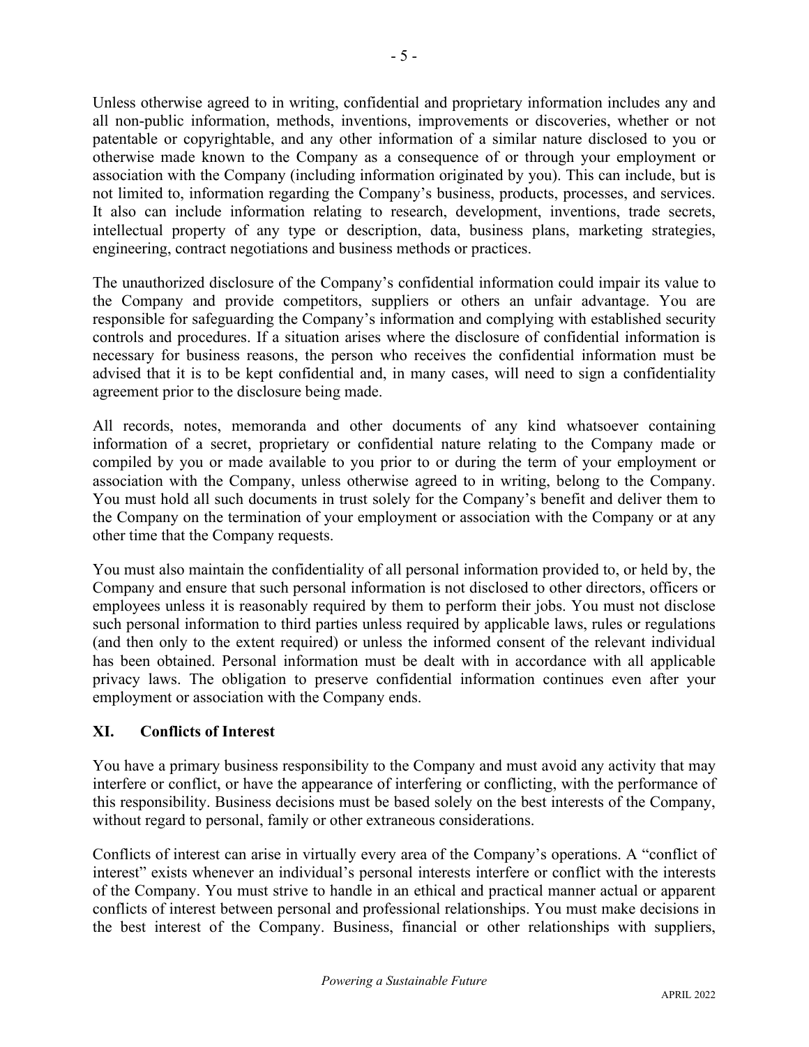Unless otherwise agreed to in writing, confidential and proprietary information includes any and all non-public information, methods, inventions, improvements or discoveries, whether or not patentable or copyrightable, and any other information of a similar nature disclosed to you or otherwise made known to the Company as a consequence of or through your employment or association with the Company (including information originated by you). This can include, but is not limited to, information regarding the Company's business, products, processes, and services. It also can include information relating to research, development, inventions, trade secrets, intellectual property of any type or description, data, business plans, marketing strategies, engineering, contract negotiations and business methods or practices.

The unauthorized disclosure of the Company's confidential information could impair its value to the Company and provide competitors, suppliers or others an unfair advantage. You are responsible for safeguarding the Company's information and complying with established security controls and procedures. If a situation arises where the disclosure of confidential information is necessary for business reasons, the person who receives the confidential information must be advised that it is to be kept confidential and, in many cases, will need to sign a confidentiality agreement prior to the disclosure being made.

All records, notes, memoranda and other documents of any kind whatsoever containing information of a secret, proprietary or confidential nature relating to the Company made or compiled by you or made available to you prior to or during the term of your employment or association with the Company, unless otherwise agreed to in writing, belong to the Company. You must hold all such documents in trust solely for the Company's benefit and deliver them to the Company on the termination of your employment or association with the Company or at any other time that the Company requests.

You must also maintain the confidentiality of all personal information provided to, or held by, the Company and ensure that such personal information is not disclosed to other directors, officers or employees unless it is reasonably required by them to perform their jobs. You must not disclose such personal information to third parties unless required by applicable laws, rules or regulations (and then only to the extent required) or unless the informed consent of the relevant individual has been obtained. Personal information must be dealt with in accordance with all applicable privacy laws. The obligation to preserve confidential information continues even after your employment or association with the Company ends.

## XI. Conflicts of Interest

You have a primary business responsibility to the Company and must avoid any activity that may interfere or conflict, or have the appearance of interfering or conflicting, with the performance of this responsibility. Business decisions must be based solely on the best interests of the Company, without regard to personal, family or other extraneous considerations.

Conflicts of interest can arise in virtually every area of the Company's operations. A "conflict of interest" exists whenever an individual's personal interests interfere or conflict with the interests of the Company. You must strive to handle in an ethical and practical manner actual or apparent conflicts of interest between personal and professional relationships. You must make decisions in the best interest of the Company. Business, financial or other relationships with suppliers,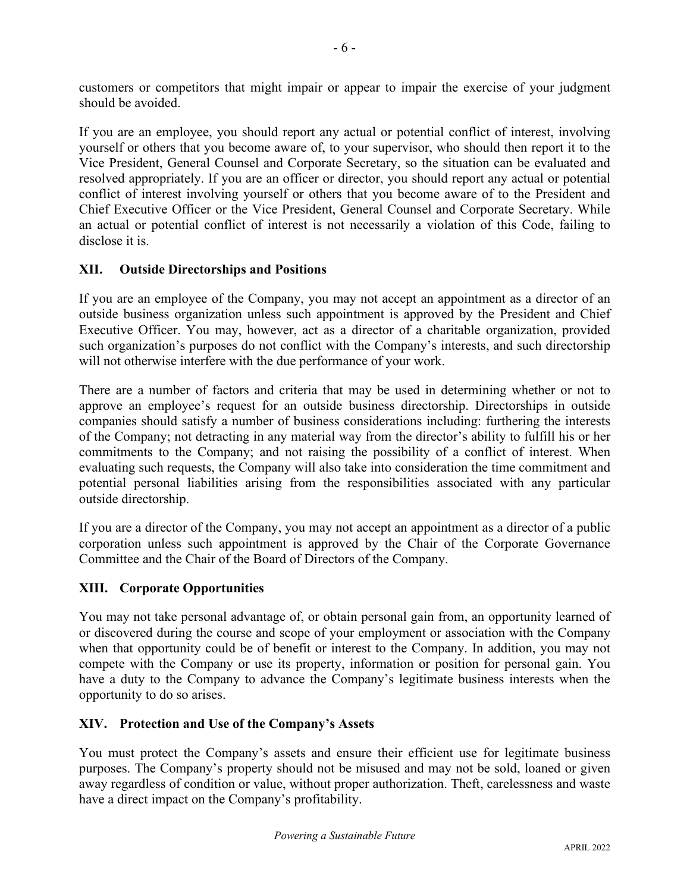customers or competitors that might impair or appear to impair the exercise of your judgment should be avoided.

If you are an employee, you should report any actual or potential conflict of interest, involving yourself or others that you become aware of, to your supervisor, who should then report it to the Vice President, General Counsel and Corporate Secretary, so the situation can be evaluated and resolved appropriately. If you are an officer or director, you should report any actual or potential conflict of interest involving yourself or others that you become aware of to the President and Chief Executive Officer or the Vice President, General Counsel and Corporate Secretary. While an actual or potential conflict of interest is not necessarily a violation of this Code, failing to disclose it is.

## XII. Outside Directorships and Positions

If you are an employee of the Company, you may not accept an appointment as a director of an outside business organization unless such appointment is approved by the President and Chief Executive Officer. You may, however, act as a director of a charitable organization, provided such organization's purposes do not conflict with the Company's interests, and such directorship will not otherwise interfere with the due performance of your work.

There are a number of factors and criteria that may be used in determining whether or not to approve an employee's request for an outside business directorship. Directorships in outside companies should satisfy a number of business considerations including: furthering the interests of the Company; not detracting in any material way from the director's ability to fulfill his or her commitments to the Company; and not raising the possibility of a conflict of interest. When evaluating such requests, the Company will also take into consideration the time commitment and potential personal liabilities arising from the responsibilities associated with any particular outside directorship.

If you are a director of the Company, you may not accept an appointment as a director of a public corporation unless such appointment is approved by the Chair of the Corporate Governance Committee and the Chair of the Board of Directors of the Company.

## XIII. Corporate Opportunities

You may not take personal advantage of, or obtain personal gain from, an opportunity learned of or discovered during the course and scope of your employment or association with the Company when that opportunity could be of benefit or interest to the Company. In addition, you may not compete with the Company or use its property, information or position for personal gain. You have a duty to the Company to advance the Company's legitimate business interests when the opportunity to do so arises.

## XIV. Protection and Use of the Company's Assets

You must protect the Company's assets and ensure their efficient use for legitimate business purposes. The Company's property should not be misused and may not be sold, loaned or given away regardless of condition or value, without proper authorization. Theft, carelessness and waste have a direct impact on the Company's profitability.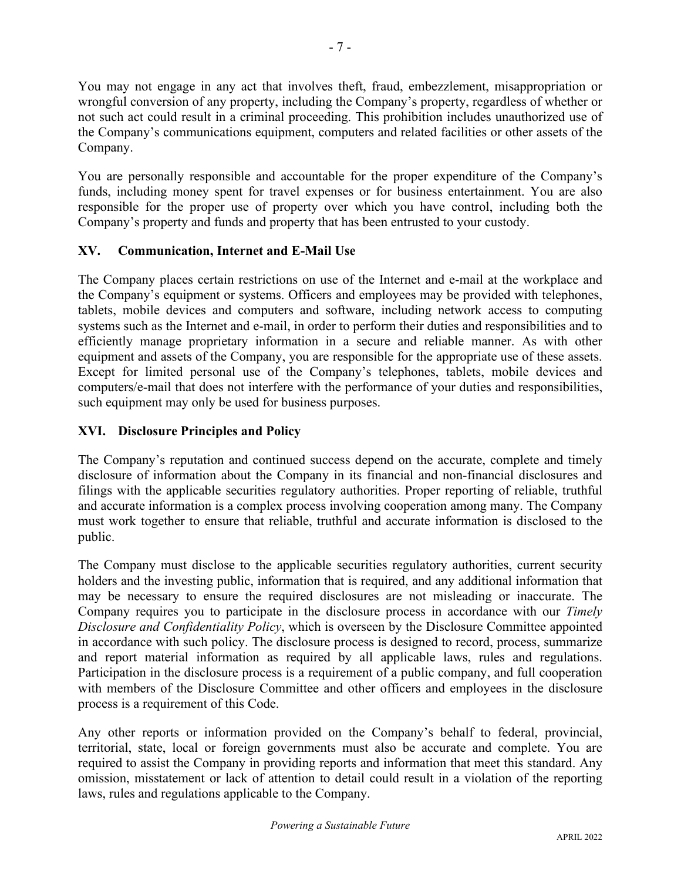You may not engage in any act that involves theft, fraud, embezzlement, misappropriation or wrongful conversion of any property, including the Company's property, regardless of whether or not such act could result in a criminal proceeding. This prohibition includes unauthorized use of the Company's communications equipment, computers and related facilities or other assets of the Company.

You are personally responsible and accountable for the proper expenditure of the Company's funds, including money spent for travel expenses or for business entertainment. You are also responsible for the proper use of property over which you have control, including both the Company's property and funds and property that has been entrusted to your custody.

## XV. Communication, Internet and E-Mail Use

The Company places certain restrictions on use of the Internet and e-mail at the workplace and the Company's equipment or systems. Officers and employees may be provided with telephones, tablets, mobile devices and computers and software, including network access to computing systems such as the Internet and e-mail, in order to perform their duties and responsibilities and to efficiently manage proprietary information in a secure and reliable manner. As with other equipment and assets of the Company, you are responsible for the appropriate use of these assets. Except for limited personal use of the Company's telephones, tablets, mobile devices and computers/e-mail that does not interfere with the performance of your duties and responsibilities, such equipment may only be used for business purposes.

## XVI. Disclosure Principles and Policy

The Company's reputation and continued success depend on the accurate, complete and timely disclosure of information about the Company in its financial and non-financial disclosures and filings with the applicable securities regulatory authorities. Proper reporting of reliable, truthful and accurate information is a complex process involving cooperation among many. The Company must work together to ensure that reliable, truthful and accurate information is disclosed to the public.

The Company must disclose to the applicable securities regulatory authorities, current security holders and the investing public, information that is required, and any additional information that may be necessary to ensure the required disclosures are not misleading or inaccurate. The Company requires you to participate in the disclosure process in accordance with our *Timely Disclosure and Confidentiality Policy*, which is overseen by the Disclosure Committee appointed in accordance with such policy. The disclosure process is designed to record, process, summarize and report material information as required by all applicable laws, rules and regulations. Participation in the disclosure process is a requirement of a public company, and full cooperation with members of the Disclosure Committee and other officers and employees in the disclosure process is a requirement of this Code.

Any other reports or information provided on the Company's behalf to federal, provincial, territorial, state, local or foreign governments must also be accurate and complete. You are required to assist the Company in providing reports and information that meet this standard. Any omission, misstatement or lack of attention to detail could result in a violation of the reporting laws, rules and regulations applicable to the Company.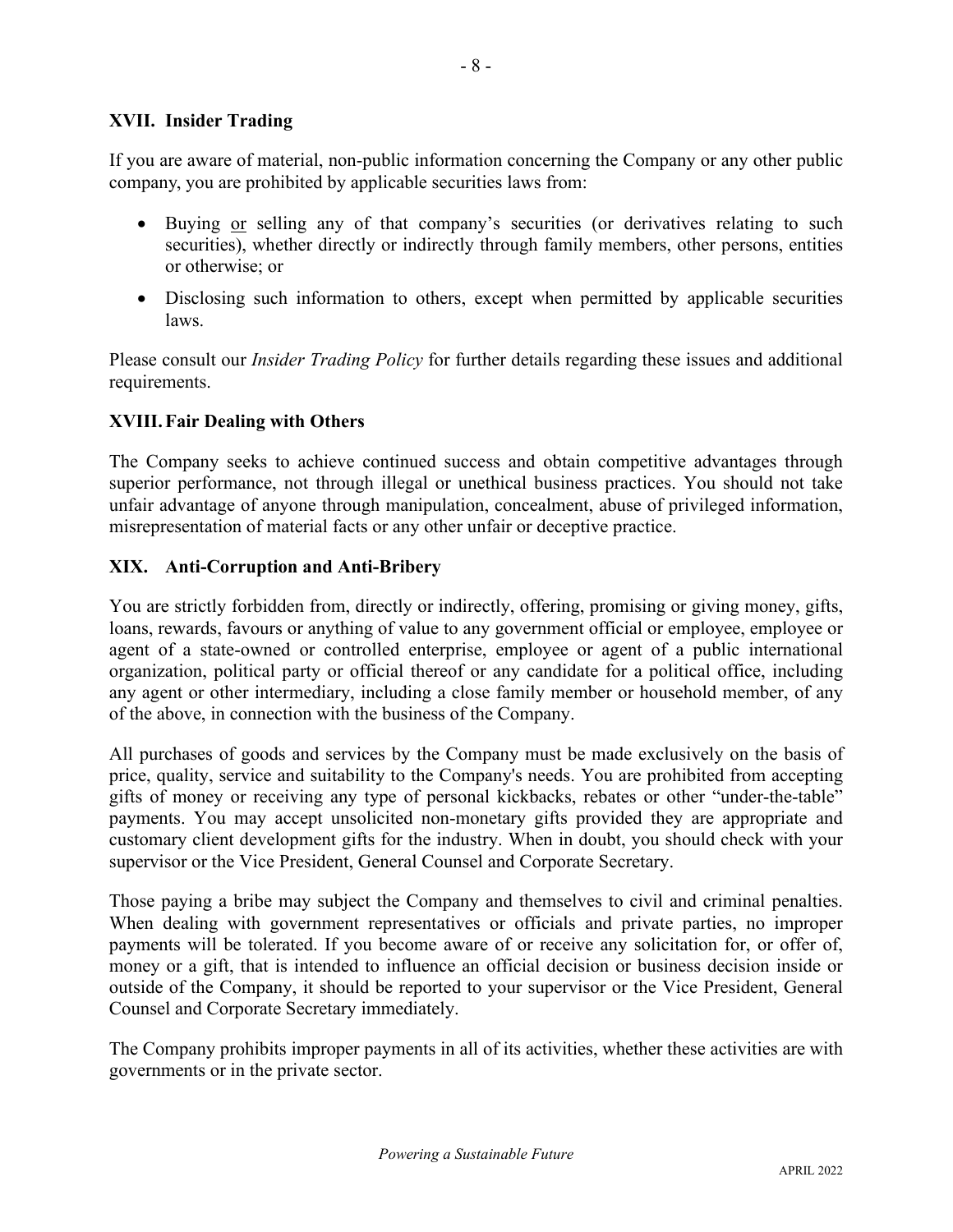## XVII. Insider Trading

If you are aware of material, non-public information concerning the Company or any other public company, you are prohibited by applicable securities laws from:

- Buying or selling any of that company's securities (or derivatives relating to such securities), whether directly or indirectly through family members, other persons, entities or otherwise; or
- Disclosing such information to others, except when permitted by applicable securities laws.

Please consult our *Insider Trading Policy* for further details regarding these issues and additional requirements.

## XVIII. Fair Dealing with Others

The Company seeks to achieve continued success and obtain competitive advantages through superior performance, not through illegal or unethical business practices. You should not take unfair advantage of anyone through manipulation, concealment, abuse of privileged information, misrepresentation of material facts or any other unfair or deceptive practice.

## XIX. Anti-Corruption and Anti-Bribery

You are strictly forbidden from, directly or indirectly, offering, promising or giving money, gifts, loans, rewards, favours or anything of value to any government official or employee, employee or agent of a state-owned or controlled enterprise, employee or agent of a public international organization, political party or official thereof or any candidate for a political office, including any agent or other intermediary, including a close family member or household member, of any of the above, in connection with the business of the Company.

All purchases of goods and services by the Company must be made exclusively on the basis of price, quality, service and suitability to the Company's needs. You are prohibited from accepting gifts of money or receiving any type of personal kickbacks, rebates or other "under-the-table" payments. You may accept unsolicited non-monetary gifts provided they are appropriate and customary client development gifts for the industry. When in doubt, you should check with your supervisor or the Vice President, General Counsel and Corporate Secretary.

Those paying a bribe may subject the Company and themselves to civil and criminal penalties. When dealing with government representatives or officials and private parties, no improper payments will be tolerated. If you become aware of or receive any solicitation for, or offer of, money or a gift, that is intended to influence an official decision or business decision inside or outside of the Company, it should be reported to your supervisor or the Vice President, General Counsel and Corporate Secretary immediately.

The Company prohibits improper payments in all of its activities, whether these activities are with governments or in the private sector.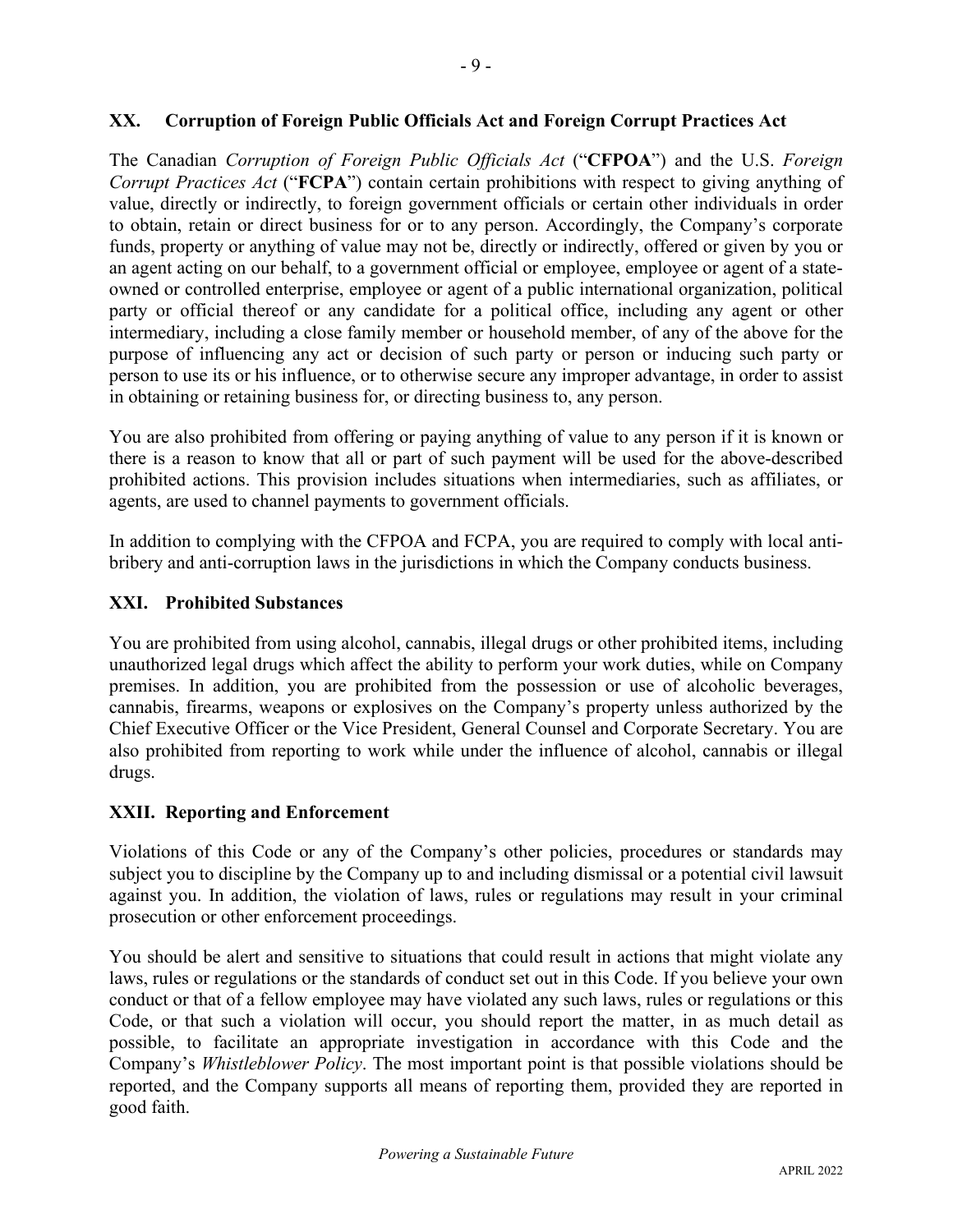## XX. Corruption of Foreign Public Officials Act and Foreign Corrupt Practices Act

The Canadian *Corruption of Foreign Public Officials Act* ("**CFPOA**") and the U.S. *Foreign Corrupt Practices Act* ("**FCPA**") contain certain prohibitions with respect to giving anything of value, directly or indirectly, to foreign government officials or certain other individuals in order to obtain, retain or direct business for or to any person. Accordingly, the Company's corporate funds, property or anything of value may not be, directly or indirectly, offered or given by you or an agent acting on our behalf, to a government official or employee, employee or agent of a state-owned or controlled enterprise, employee or agent of a public international organization, political party or official thereof or any candidate for a political office, including any agent or other intermediary, including a close family member or household member, of any of the above for the purpose of influencing any act or decision of such party or person or inducing such party or person to use its or his influence, or to otherwise secure any improper advantage, in order to assist in obtaining or retaining business for, or directing business to, any person.

You are also prohibited from offering or paying anything of value to any person if it is known or there is a reason to know that all or part of such payment will be used for the above-described prohibited actions. This provision includes situations when intermediaries, such as affiliates, or agents, are used to channel payments to government officials.

In addition to complying with the CFPOA and FCPA, you are required to comply with local anti-bribery and anti-corruption laws in the jurisdictions in which the Company conducts business.

## XXI. Prohibited Substances

You are prohibited from using alcohol, cannabis, illegal drugs or other prohibited items, including unauthorized legal drugs which affect the ability to perform your work duties, while on Company premises. In addition, you are prohibited from the possession or use of alcoholic beverages, cannabis, firearms, weapons or explosives on the Company's property unless authorized by the Chief Executive Officer or the Vice President, General Counsel and Corporate Secretary. You are also prohibited from reporting to work while under the influence of alcohol, cannabis or illegal drugs.

## XXII. Reporting and Enforcement

Violations of this Code or any of the Company's other policies, procedures or standards may subject you to discipline by the Company up to and including dismissal or a potential civil lawsuit against you. In addition, the violation of laws, rules or regulations may result in your criminal prosecution or other enforcement proceedings.

You should be alert and sensitive to situations that could result in actions that might violate any laws, rules or regulations or the standards of conduct set out in this Code. If you believe your own conduct or that of a fellow employee may have violated any such laws, rules or regulations or this Code, or that such a violation will occur, you should report the matter, in as much detail as possible, to facilitate an appropriate investigation in accordance with this Code and the Company's *Whistleblower Policy*. The most important point is that possible violations should be reported, and the Company supports all means of reporting them, provided they are reported in good faith.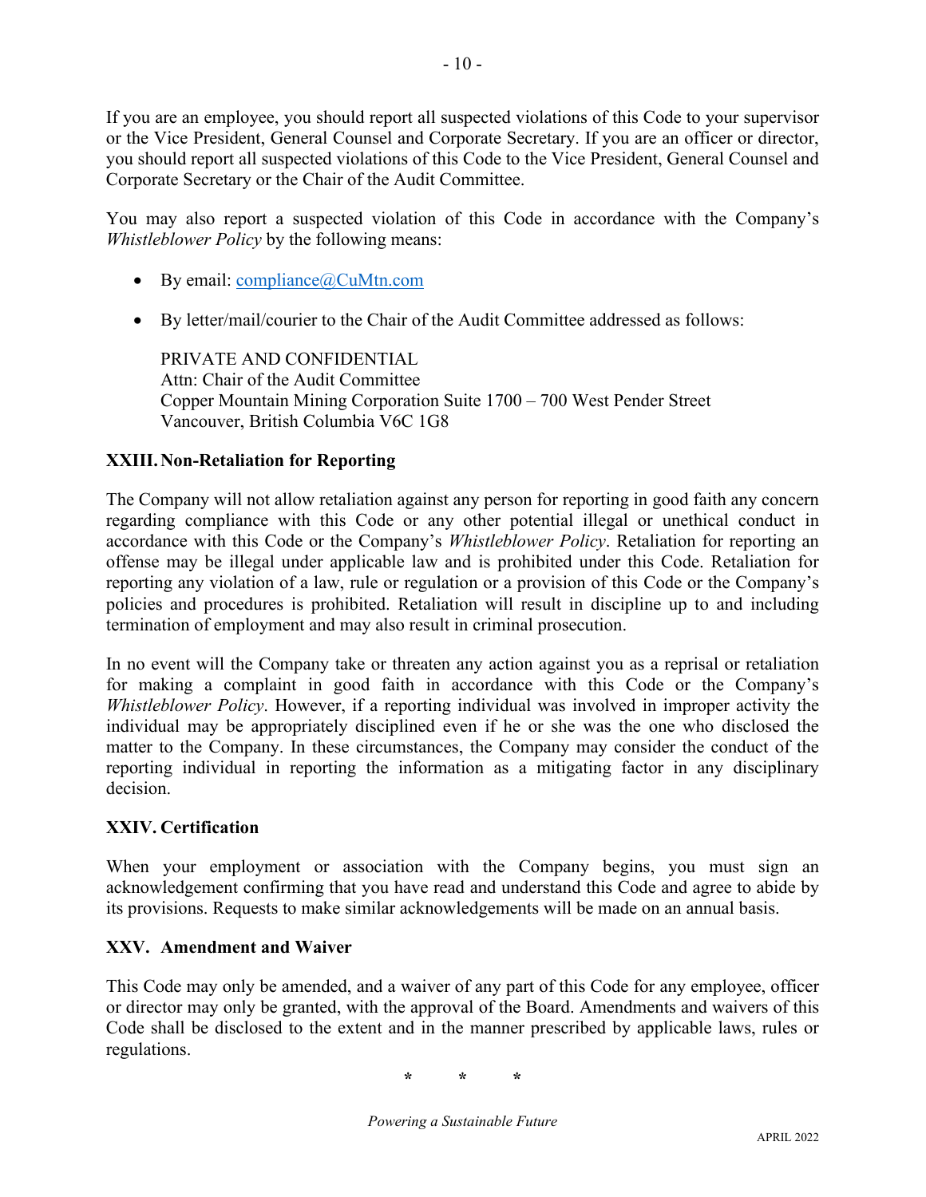If you are an employee, you should report all suspected violations of this Code to your supervisor or the Vice President, General Counsel and Corporate Secretary. If you are an officer or director, you should report all suspected violations of this Code to the Vice President, General Counsel and Corporate Secretary or the Chair of the Audit Committee.

You may also report a suspected violation of this Code in accordance with the Company's *Whistleblower Policy* by the following means:

- By email: compliance@CuMtn.com
- By letter/mail/courier to the Chair of the Audit Committee addressed as follows:

  PRIVATE AND CONFIDENTIAL
  Attn: Chair of the Audit Committee
  Copper Mountain Mining Corporation Suite 1700 – 700 West Pender Street
  Vancouver, British Columbia V6C 1G8

## XXIII. Non-Retaliation for Reporting

The Company will not allow retaliation against any person for reporting in good faith any concern regarding compliance with this Code or any other potential illegal or unethical conduct in accordance with this Code or the Company's *Whistleblower Policy*. Retaliation for reporting an offense may be illegal under applicable law and is prohibited under this Code. Retaliation for reporting any violation of a law, rule or regulation or a provision of this Code or the Company's policies and procedures is prohibited. Retaliation will result in discipline up to and including termination of employment and may also result in criminal prosecution.

In no event will the Company take or threaten any action against you as a reprisal or retaliation for making a complaint in good faith in accordance with this Code or the Company's *Whistleblower Policy*. However, if a reporting individual was involved in improper activity the individual may be appropriately disciplined even if he or she was the one who disclosed the matter to the Company. In these circumstances, the Company may consider the conduct of the reporting individual in reporting the information as a mitigating factor in any disciplinary decision.

## XXIV. Certification

When your employment or association with the Company begins, you must sign an acknowledgement confirming that you have read and understand this Code and agree to abide by its provisions. Requests to make similar acknowledgements will be made on an annual basis.

## XXV. Amendment and Waiver

This Code may only be amended, and a waiver of any part of this Code for any employee, officer or director may only be granted, with the approval of the Board. Amendments and waivers of this Code shall be disclosed to the extent and in the manner prescribed by applicable laws, rules or regulations.

\* \* \*